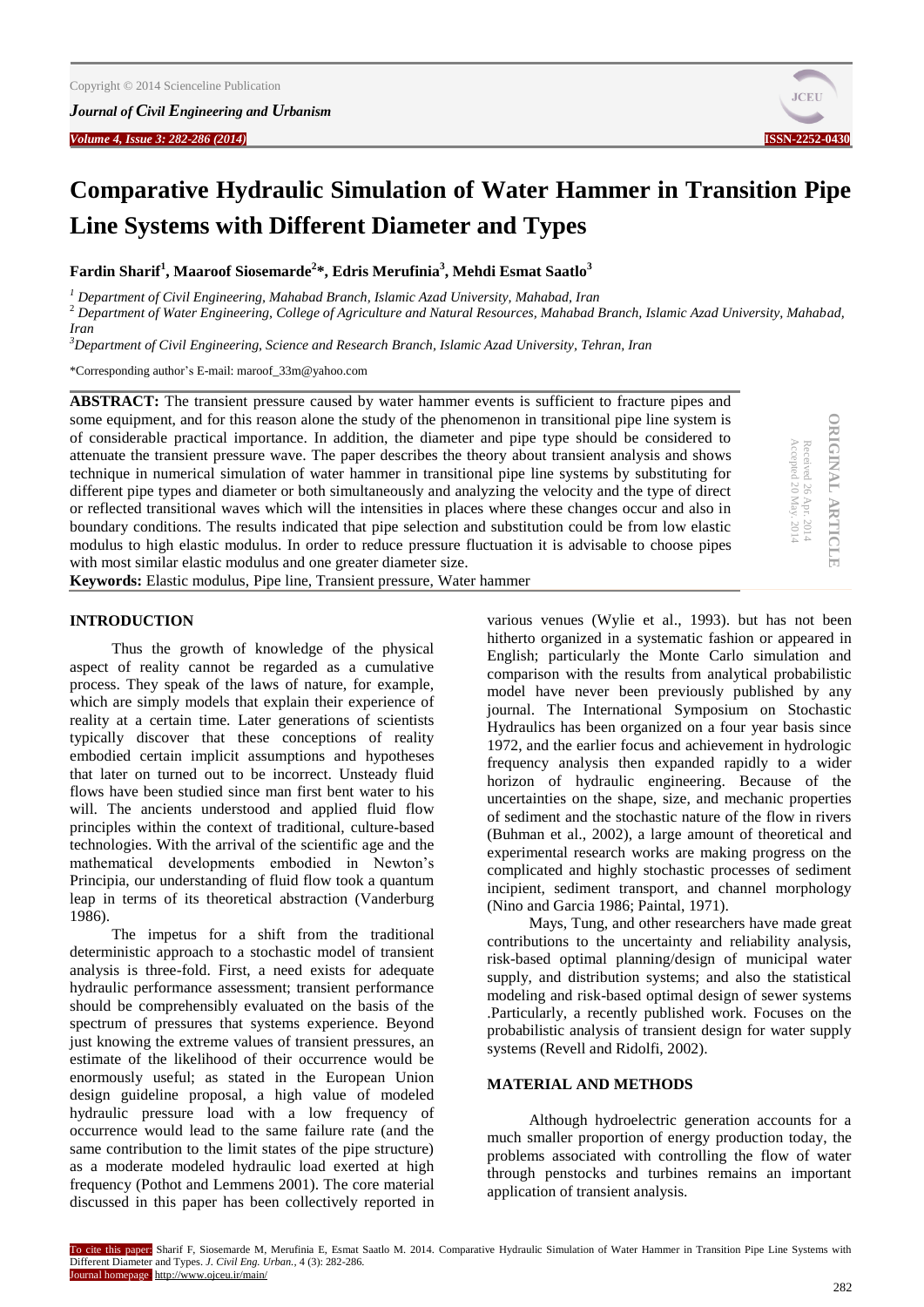# Comparative Hydraulic Simulation of Water Hammer in Transition Pipe Line Systems with Different Diameter and Types

**Fardin Sharif[1], Maaroof Siosemarde[2]*, Edris Merufinia[3], Mehdi Esmat Saatlo[3]**

[1] *Department of Civil Engineering, Mahabad Branch, Islamic Azad University, Mahabad, Iran*

[2] *Department of Water Engineering, College of Agriculture and Natural Resources, Mahabad Branch, Islamic Azad University, Mahabad, Iran*

[3] *Department of Civil Engineering, Science and Research Branch, Islamic Azad University, Tehran, Iran*

*Corresponding author's E-mail: maroof_33m@yahoo.com

ORIGINAL ARTICLE
Received 26 Apr. 2014
Accepted 20 May. 2014

**ABSTRACT:** The transient pressure caused by water hammer events is sufficient to fracture pipes and some equipment, and for this reason alone the study of the phenomenon in transitional pipe line system is of considerable practical importance. In addition, the diameter and pipe type should be considered to attenuate the transient pressure wave. The paper describes the theory about transient analysis and shows technique in numerical simulation of water hammer in transitional pipe line systems by substituting for different pipe types and diameter or both simultaneously and analyzing the velocity and the type of direct or reflected transitional waves which will the intensities in places where these changes occur and also in boundary conditions. The results indicated that pipe selection and substitution could be from low elastic modulus to high elastic modulus. In order to reduce pressure fluctuation it is advisable to choose pipes with most similar elastic modulus and one greater diameter size.

**Keywords:** Elastic modulus, Pipe line, Transient pressure, Water hammer

## INTRODUCTION

Thus the growth of knowledge of the physical aspect of reality cannot be regarded as a cumulative process. They speak of the laws of nature, for example, which are simply models that explain their experience of reality at a certain time. Later generations of scientists typically discover that these conceptions of reality embodied certain implicit assumptions and hypotheses that later on turned out to be incorrect. Unsteady fluid flows have been studied since man first bent water to his will. The ancients understood and applied fluid flow principles within the context of traditional, culture-based technologies. With the arrival of the scientific age and the mathematical developments embodied in Newton's Principia, our understanding of fluid flow took a quantum leap in terms of its theoretical abstraction (Vanderburg 1986).

The impetus for a shift from the traditional deterministic approach to a stochastic model of transient analysis is three-fold. First, a need exists for adequate hydraulic performance assessment; transient performance should be comprehensibly evaluated on the basis of the spectrum of pressures that systems experience. Beyond just knowing the extreme values of transient pressures, an estimate of the likelihood of their occurrence would be enormously useful; as stated in the European Union design guideline proposal, a high value of modeled hydraulic pressure load with a low frequency of occurrence would lead to the same failure rate (and the same contribution to the limit states of the pipe structure) as a moderate modeled hydraulic load exerted at high frequency (Pothot and Lemmens 2001). The core material discussed in this paper has been collectively reported in various venues (Wylie et al., 1993). but has not been hitherto organized in a systematic fashion or appeared in English; particularly the Monte Carlo simulation and comparison with the results from analytical probabilistic model have never been previously published by any journal. The International Symposium on Stochastic Hydraulics has been organized on a four year basis since 1972, and the earlier focus and achievement in hydrologic frequency analysis then expanded rapidly to a wider horizon of hydraulic engineering. Because of the uncertainties on the shape, size, and mechanic properties of sediment and the stochastic nature of the flow in rivers (Buhman et al., 2002), a large amount of theoretical and experimental research works are making progress on the complicated and highly stochastic processes of sediment incipient, sediment transport, and channel morphology (Nino and Garcia 1986; Paintal, 1971).

Mays, Tung, and other researchers have made great contributions to the uncertainty and reliability analysis, risk-based optimal planning/design of municipal water supply, and distribution systems; and also the statistical modeling and risk-based optimal design of sewer systems .Particularly, a recently published work. Focuses on the probabilistic analysis of transient design for water supply systems (Revell and Ridolfi, 2002).

## MATERIAL AND METHODS

Although hydroelectric generation accounts for a much smaller proportion of energy production today, the problems associated with controlling the flow of water through penstocks and turbines remains an important application of transient analysis.

To cite this paper: Sharif F, Siosemarde M, Merufinia E, Esmat Saatlo M. 2014. Comparative Hydraulic Simulation of Water Hammer in Transition Pipe Line Systems with Different Diameter and Types. *J. Civil Eng. Urban.*, 4 (3): 282-286.
Journal homepage: http://www.ojceu.ir/main/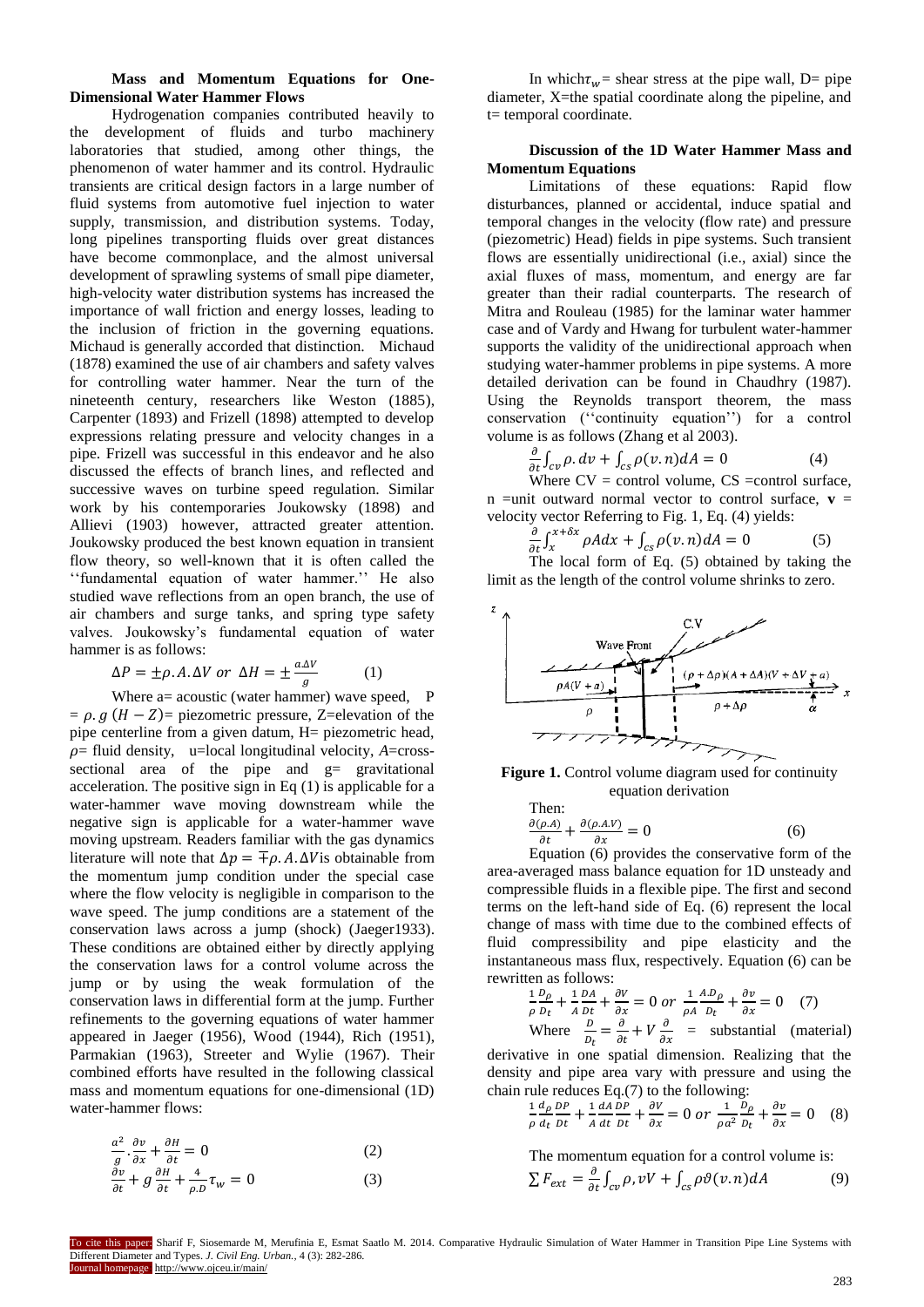**Mass and Momentum Equations for One-Dimensional Water Hammer Flows**

Hydrogenation companies contributed heavily to the development of fluids and turbo machinery laboratories that studied, among other things, the phenomenon of water hammer and its control. Hydraulic transients are critical design factors in a large number of fluid systems from automotive fuel injection to water supply, transmission, and distribution systems. Today, long pipelines transporting fluids over great distances have become commonplace, and the almost universal development of sprawling systems of small pipe diameter, high-velocity water distribution systems has increased the importance of wall friction and energy losses, leading to the inclusion of friction in the governing equations. Michaud is generally accorded that distinction. Michaud (1878) examined the use of air chambers and safety valves for controlling water hammer. Near the turn of the nineteenth century, researchers like Weston (1885), Carpenter (1893) and Frizell (1898) attempted to develop expressions relating pressure and velocity changes in a pipe. Frizell was successful in this endeavor and he also discussed the effects of branch lines, and reflected and successive waves on turbine speed regulation. Similar work by his contemporaries Joukowsky (1898) and Allievi (1903) however, attracted greater attention. Joukowsky produced the best known equation in transient flow theory, so well-known that it is often called the ''fundamental equation of water hammer.'' He also studied wave reflections from an open branch, the use of air chambers and surge tanks, and spring type safety valves. Joukowsky's fundamental equation of water hammer is as follows:

$$\Delta P = \pm \rho . A . \Delta V \ or \ \Delta H = \pm \frac{a \Delta V}{g} \qquad (1)$$

Where a= acoustic (water hammer) wave speed, P $= \rho . g\,(H - Z)$= piezometric pressure, Z=elevation of the pipe centerline from a given datum, H= piezometric head, $\rho$= fluid density, u=local longitudinal velocity, $A$=cross-sectional area of the pipe and g= gravitational acceleration. The positive sign in Eq (1) is applicable for a water-hammer wave moving downstream while the negative sign is applicable for a water-hammer wave moving upstream. Readers familiar with the gas dynamics literature will note that $\Delta p = \mp \rho . A . \Delta V$is obtainable from the momentum jump condition under the special case where the flow velocity is negligible in comparison to the wave speed. The jump conditions are a statement of the conservation laws across a jump (shock) (Jaeger1933). These conditions are obtained either by directly applying the conservation laws for a control volume across the jump or by using the weak formulation of the conservation laws in differential form at the jump. Further refinements to the governing equations of water hammer appeared in Jaeger (1956), Wood (1944), Rich (1951), Parmakian (1963), Streeter and Wylie (1967). Their combined efforts have resulted in the following classical mass and momentum equations for one-dimensional (1D) water-hammer flows:

$$\frac{a^2}{g} . \frac{\partial v}{\partial x} + \frac{\partial H}{\partial t} = 0 \qquad (2)$$

$$\frac{\partial v}{\partial t} + g \frac{\partial H}{\partial t} + \frac{4}{\rho . D} \tau_w = 0 \qquad (3)$$

In which$\tau_w$= shear stress at the pipe wall, D= pipe diameter, X=the spatial coordinate along the pipeline, and t= temporal coordinate.

**Discussion of the 1D Water Hammer Mass and Momentum Equations**

Limitations of these equations: Rapid flow disturbances, planned or accidental, induce spatial and temporal changes in the velocity (flow rate) and pressure (piezometric) Head) fields in pipe systems. Such transient flows are essentially unidirectional (i.e., axial) since the axial fluxes of mass, momentum, and energy are far greater than their radial counterparts. The research of Mitra and Rouleau (1985) for the laminar water hammer case and of Vardy and Hwang for turbulent water-hammer supports the validity of the unidirectional approach when studying water-hammer problems in pipe systems. A more detailed derivation can be found in Chaudhry (1987). Using the Reynolds transport theorem, the mass conservation (''continuity equation'') for a control volume is as follows (Zhang et al 2003).

$$\frac{\partial}{\partial t} \int_{cv} \rho . dv + \int_{cs} \rho (v . n) dA = 0 \qquad (4)$$

Where CV = control volume, CS =control surface, n =unit outward normal vector to control surface, **v** = velocity vector Referring to Fig. 1, Eq. (4) yields:

$$\frac{\partial}{\partial t} \int_{x}^{x+\delta x} \rho A dx + \int_{cs} \rho (v . n) dA = 0 \qquad (5)$$

The local form of Eq. (5) obtained by taking the limit as the length of the control volume shrinks to zero.

**Figure 1.** Control volume diagram used for continuity equation derivation

Then:

$$\frac{\partial (\rho . A)}{\partial t} + \frac{\partial (\rho . A . V)}{\partial x} = 0 \qquad (6)$$

Equation (6) provides the conservative form of the area-averaged mass balance equation for 1D unsteady and compressible fluids in a flexible pipe. The first and second terms on the left-hand side of Eq. (6) represent the local change of mass with time due to the combined effects of fluid compressibility and pipe elasticity and the instantaneous mass flux, respectively. Equation (6) can be rewritten as follows:

$$\frac{1}{\rho} \frac{D_\rho}{D_t} + \frac{1}{A} \frac{DA}{Dt} + \frac{\partial V}{\partial x} = 0 \ or \ \frac{1}{\rho A} \frac{A . D_\rho}{D_t} + \frac{\partial v}{\partial x} = 0 \qquad (7)$$

Where $\frac{D}{D_t} = \frac{\partial}{\partial t} + V \frac{\partial}{\partial x}$ = substantial (material) derivative in one spatial dimension. Realizing that the density and pipe area vary with pressure and using the chain rule reduces Eq.(7) to the following:

$$\frac{1}{\rho} \frac{d_\rho}{d_t} \frac{DP}{Dt} + \frac{1}{A} \frac{dA}{dt} \frac{DP}{Dt} + \frac{\partial V}{\partial x} = 0 \ or \ \frac{1}{\rho a^2} \frac{D_\rho}{D_t} + \frac{\partial v}{\partial x} = 0 \qquad (8)$$

The momentum equation for a control volume is:

$$\sum F_{ext} = \frac{\partial}{\partial t} \int_{cv} \rho , vV + \int_{cs} \rho \vartheta (v . n) dA \qquad (9)$$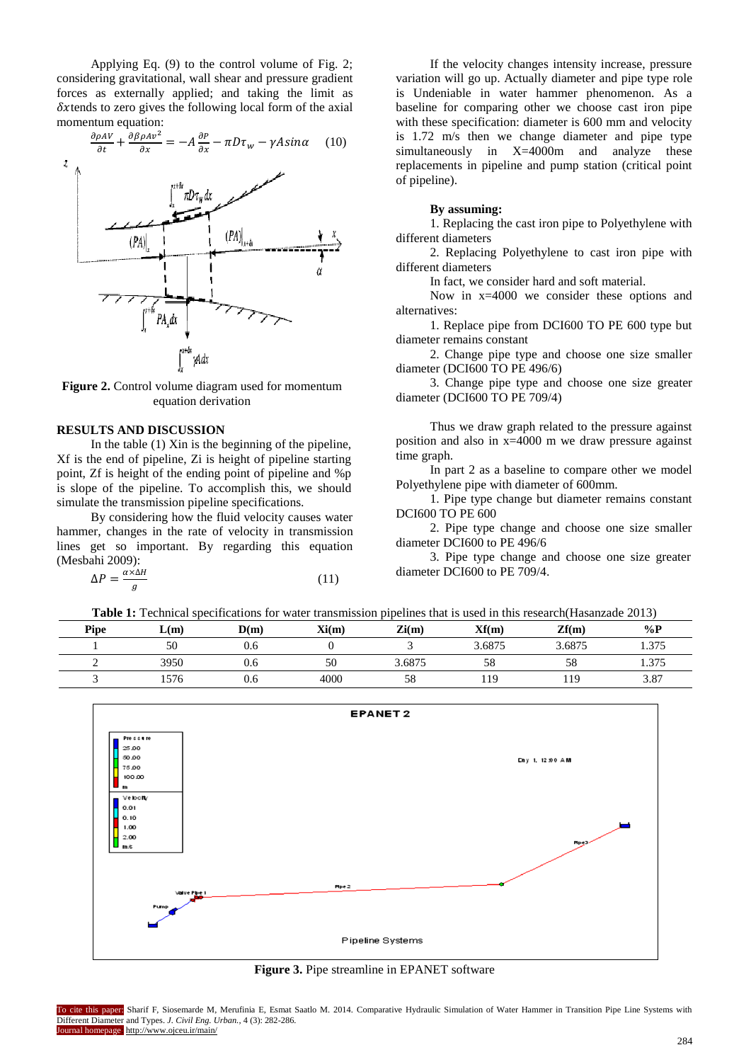Applying Eq. (9) to the control volume of Fig. 2; considering gravitational, wall shear and pressure gradient forces as externally applied; and taking the limit as $\delta x$ tends to zero gives the following local form of the axial momentum equation:

$$\frac{\partial \rho AV}{\partial t} + \frac{\partial \beta \rho A v^2}{\partial x} = -A\frac{\partial P}{\partial x} - \pi D \tau_w - \gamma A \sin\alpha \quad (10)$$

**Figure 2.** Control volume diagram used for momentum equation derivation

## RESULTS AND DISCUSSION

In the table (1) Xin is the beginning of the pipeline, Xf is the end of pipeline, Zi is height of pipeline starting point, Zf is height of the ending point of pipeline and %p is slope of the pipeline. To accomplish this, we should simulate the transmission pipeline specifications.

By considering how the fluid velocity causes water hammer, changes in the rate of velocity in transmission lines get so important. By regarding this equation (Mesbahi 2009):

$$\Delta P = \frac{\alpha \times \Delta H}{g} \quad (11)$$

If the velocity changes intensity increase, pressure variation will go up. Actually diameter and pipe type role is Undeniable in water hammer phenomenon. As a baseline for comparing other we choose cast iron pipe with these specification: diameter is 600 mm and velocity is 1.72 m/s then we change diameter and pipe type simultaneously in X=4000m and analyze these replacements in pipeline and pump station (critical point of pipeline).

**By assuming:**

1. Replacing the cast iron pipe to Polyethylene with different diameters
2. Replacing Polyethylene to cast iron pipe with different diameters

In fact, we consider hard and soft material.

Now in x=4000 we consider these options and alternatives:

1. Replace pipe from DCI600 TO PE 600 type but diameter remains constant
2. Change pipe type and choose one size smaller diameter (DCI600 TO PE 496/6)
3. Change pipe type and choose one size greater diameter (DCI600 TO PE 709/4)

Thus we draw graph related to the pressure against position and also in x=4000 m we draw pressure against time graph.

In part 2 as a baseline to compare other we model Polyethylene pipe with diameter of 600mm.

1. Pipe type change but diameter remains constant DCI600 TO PE 600
2. Pipe type change and choose one size smaller diameter DCI600 to PE 496/6
3. Pipe type change and choose one size greater diameter DCI600 to PE 709/4.

**Table 1:** Technical specifications for water transmission pipelines that is used in this research(Hasanzade 2013)

| Pipe | L(m) | D(m) | Xi(m) | Zi(m) | Xf(m) | Zf(m) | %P |
|---|---|---|---|---|---|---|---|
| 1 | 50 | 0.6 | 0 | 3 | 3.6875 | 3.6875 | 1.375 |
| 2 | 3950 | 0.6 | 50 | 3.6875 | 58 | 58 | 1.375 |
| 3 | 1576 | 0.6 | 4000 | 58 | 119 | 119 | 3.87 |

**Figure 3.** Pipe streamline in EPANET software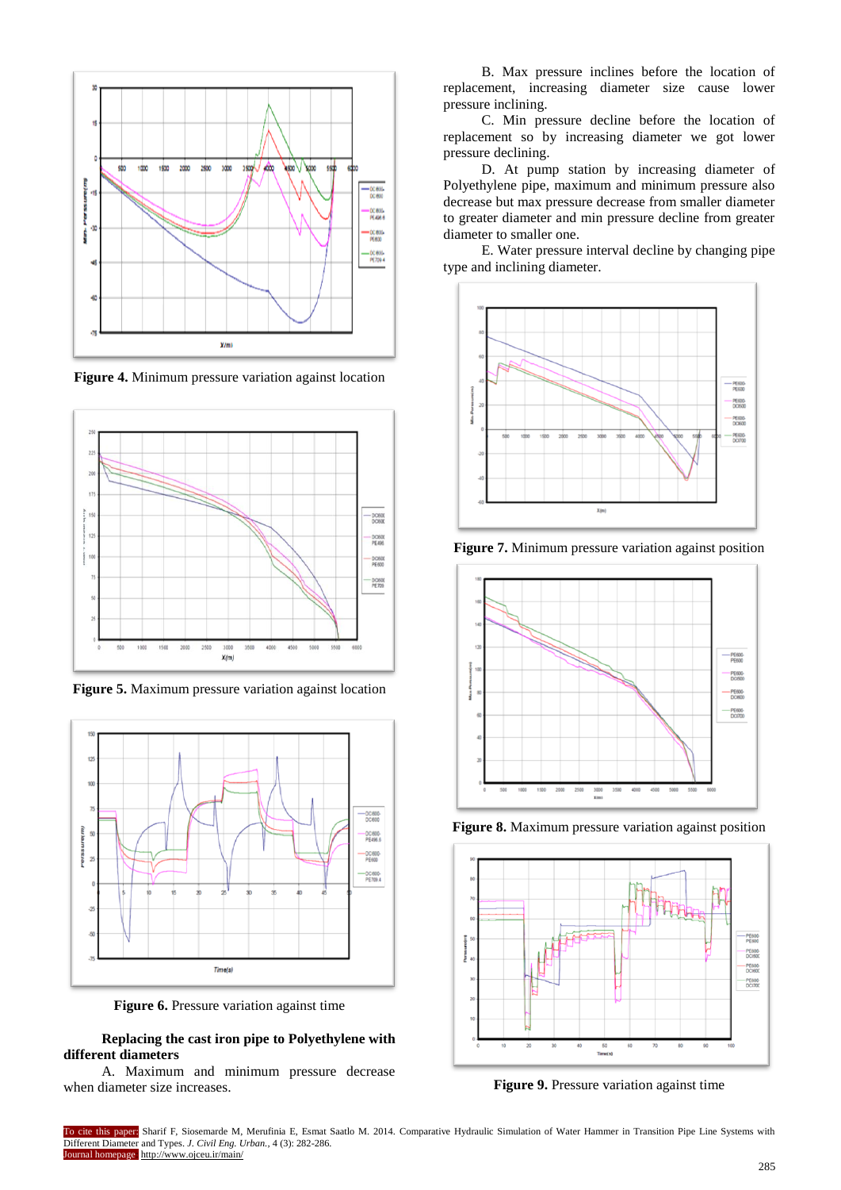**Figure 4.** Minimum pressure variation against location

**Figure 5.** Maximum pressure variation against location

**Figure 6.** Pressure variation against time

**Replacing the cast iron pipe to Polyethylene with different diameters**

A. Maximum and minimum pressure decrease when diameter size increases.

B. Max pressure inclines before the location of replacement, increasing diameter size cause lower pressure inclining.

C. Min pressure decline before the location of replacement so by increasing diameter we got lower pressure declining.

D. At pump station by increasing diameter of Polyethylene pipe, maximum and minimum pressure also decrease but max pressure decrease from smaller diameter to greater diameter and min pressure decline from greater diameter to smaller one.

E. Water pressure interval decline by changing pipe type and inclining diameter.

**Figure 7.** Minimum pressure variation against position

**Figure 8.** Maximum pressure variation against position

**Figure 9.** Pressure variation against time

To cite this paper: Sharif F, Siosemarde M, Merufinia E, Esmat Saatlo M. 2014. Comparative Hydraulic Simulation of Water Hammer in Transition Pipe Line Systems with Different Diameter and Types. *J. Civil Eng. Urban.*, 4 (3): 282-286.
Journal homepage: http://www.ojceu.ir/main/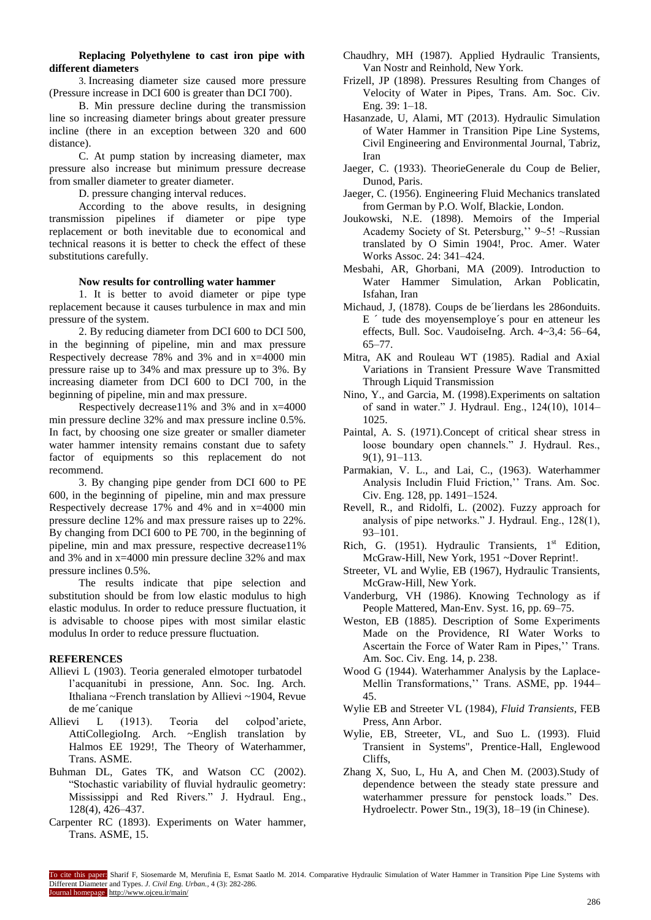**Replacing Polyethylene to cast iron pipe with different diameters**

3. Increasing diameter size caused more pressure (Pressure increase in DCI 600 is greater than DCI 700).

B. Min pressure decline during the transmission line so increasing diameter brings about greater pressure incline (there in an exception between 320 and 600 distance).

C. At pump station by increasing diameter, max pressure also increase but minimum pressure decrease from smaller diameter to greater diameter.

D. pressure changing interval reduces.

According to the above results, in designing transmission pipelines if diameter or pipe type replacement or both inevitable due to economical and technical reasons it is better to check the effect of these substitutions carefully.

**Now results for controlling water hammer**

1. It is better to avoid diameter or pipe type replacement because it causes turbulence in max and min pressure of the system.

2. By reducing diameter from DCI 600 to DCI 500, in the beginning of pipeline, min and max pressure Respectively decrease 78% and 3% and in x=4000 min pressure raise up to 34% and max pressure up to 3%. By increasing diameter from DCI 600 to DCI 700, in the beginning of pipeline, min and max pressure.

Respectively decrease11% and 3% and in x=4000 min pressure decline 32% and max pressure incline 0.5%. In fact, by choosing one size greater or smaller diameter water hammer intensity remains constant due to safety factor of equipments so this replacement do not recommend.

3. By changing pipe gender from DCI 600 to PE 600, in the beginning of pipeline, min and max pressure Respectively decrease 17% and 4% and in x=4000 min pressure decline 12% and max pressure raises up to 22%. By changing from DCI 600 to PE 700, in the beginning of pipeline, min and max pressure, respective decrease11% and 3% and in x=4000 min pressure decline 32% and max pressure inclines 0.5%.

The results indicate that pipe selection and substitution should be from low elastic modulus to high elastic modulus. In order to reduce pressure fluctuation, it is advisable to choose pipes with most similar elastic modulus In order to reduce pressure fluctuation.

## REFERENCES

Allievi L (1903). Teoria generaled elmotoper turbatodel l'acquanitubi in pressione, Ann. Soc. Ing. Arch. Ithaliana ~French translation by Allievi ~1904, Revue de me´canique

Allievi L (1913). Teoria del colpod'ariete, AttiCollegioIng. Arch. ~English translation by Halmos EE 1929!, The Theory of Waterhammer, Trans. ASME.

Buhman DL, Gates TK, and Watson CC (2002). "Stochastic variability of fluvial hydraulic geometry: Mississippi and Red Rivers." J. Hydraul. Eng., 128(4), 426–437.

Carpenter RC (1893). Experiments on Water hammer, Trans. ASME, 15.

Chaudhry, MH (1987). Applied Hydraulic Transients, Van Nostr and Reinhold, New York.

Frizell, JP (1898). Pressures Resulting from Changes of Velocity of Water in Pipes, Trans. Am. Soc. Civ. Eng. 39: 1–18.

Hasanzade, U, Alami, MT (2013). Hydraulic Simulation of Water Hammer in Transition Pipe Line Systems, Civil Engineering and Environmental Journal, Tabriz, Iran

Jaeger, C. (1933). TheorieGenerale du Coup de Belier, Dunod, Paris.

Jaeger, C. (1956). Engineering Fluid Mechanics translated from German by P.O. Wolf, Blackie, London.

Joukowski, N.E. (1898). Memoirs of the Imperial Academy Society of St. Petersburg,'' 9~5! ~Russian translated by O Simin 1904!, Proc. Amer. Water Works Assoc. 24: 341–424.

Mesbahi, AR, Ghorbani, MA (2009). Introduction to Water Hammer Simulation, Arkan Poblicatin, Isfahan, Iran

Michaud, J, (1878). Coups de be´lierdans les 286onduits. E ´ tude des moyensemploye´s pour en atteneur les effects, Bull. Soc. VaudoiseIng. Arch. 4~3,4: 56–64, 65–77.

Mitra, AK and Rouleau WT (1985). Radial and Axial Variations in Transient Pressure Wave Transmitted Through Liquid Transmission

Nino, Y., and Garcia, M. (1998).Experiments on saltation of sand in water." J. Hydraul. Eng., 124(10), 1014–1025.

Paintal, A. S. (1971).Concept of critical shear stress in loose boundary open channels." J. Hydraul. Res., 9(1), 91–113.

Parmakian, V. L., and Lai, C., (1963). Waterhammer Analysis Includin Fluid Friction,'' Trans. Am. Soc. Civ. Eng. 128, pp. 1491–1524.

Revell, R., and Ridolfi, L. (2002). Fuzzy approach for analysis of pipe networks." J. Hydraul. Eng., 128(1), 93–101.

Rich, G. (1951). Hydraulic Transients, 1st Edition, McGraw-Hill, New York, 1951 ~Dover Reprint!.

Streeter, VL and Wylie, EB (1967), Hydraulic Transients, McGraw-Hill, New York.

Vanderburg, VH (1986). Knowing Technology as if People Mattered, Man-Env. Syst. 16, pp. 69–75.

Weston, EB (1885). Description of Some Experiments Made on the Providence, RI Water Works to Ascertain the Force of Water Ram in Pipes,'' Trans. Am. Soc. Civ. Eng. 14, p. 238.

Wood G (1944). Waterhammer Analysis by the Laplace-Mellin Transformations,'' Trans. ASME, pp. 1944–45.

Wylie EB and Streeter VL (1984), *Fluid Transients*, FEB Press, Ann Arbor.

Wylie, EB, Streeter, VL, and Suo L. (1993). Fluid Transient in Systems", Prentice-Hall, Englewood Cliffs,

Zhang X, Suo, L, Hu A, and Chen M. (2003).Study of dependence between the steady state pressure and waterhammer pressure for penstock loads." Des. Hydroelectr. Power Stn., 19(3), 18–19 (in Chinese).